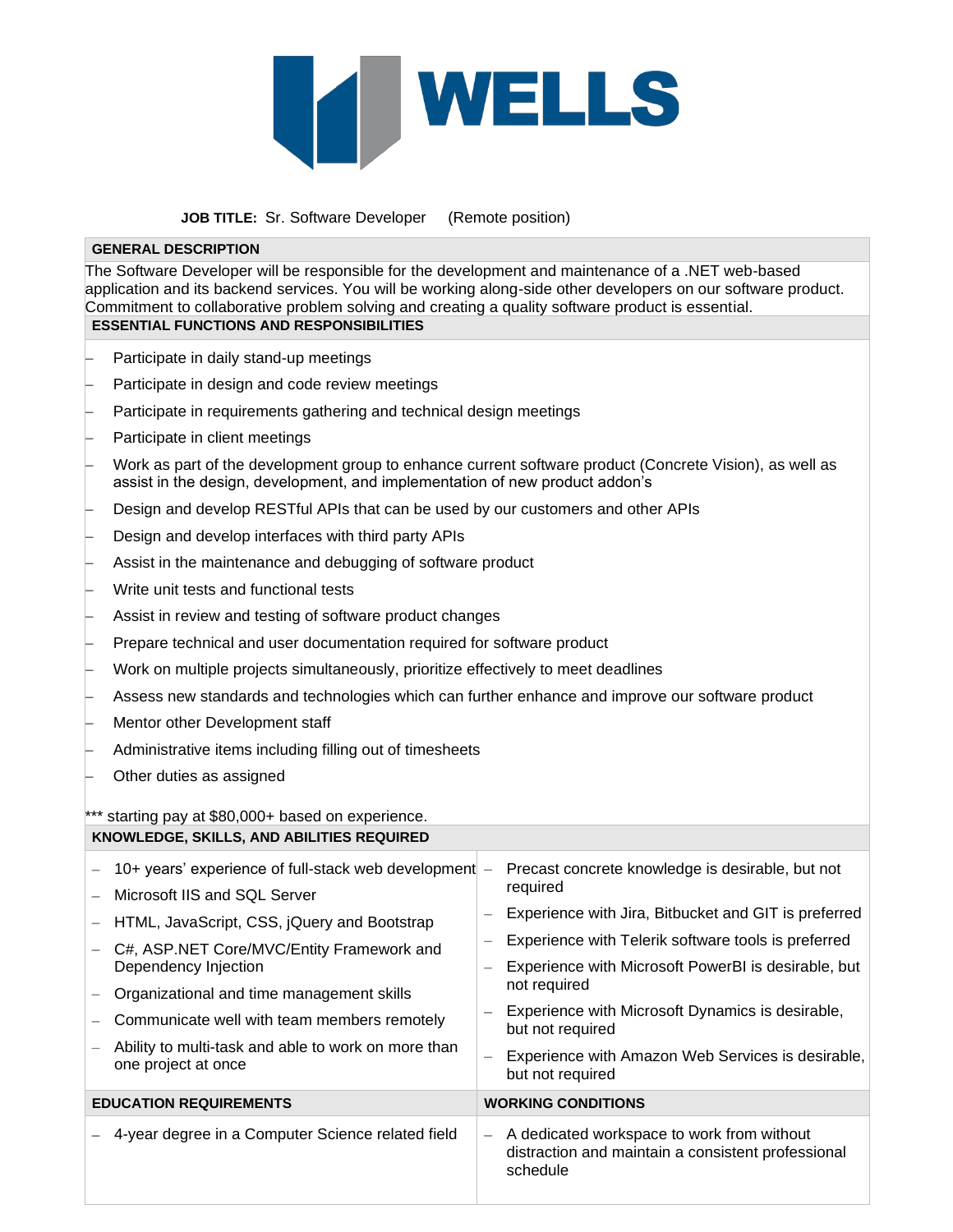WELLS

**JOB TITLE:** Sr. Software Developer (Remote position)

## GENERAL DESCRIPTION

The Software Developer will be responsible for the development and maintenance of a .NET web-based application and its backend services. You will be working along-side other developers on our software product. Commitment to collaborative problem solving and creating a quality software product is essential.

## ESSENTIAL FUNCTIONS AND RESPONSIBILITIES

- Participate in daily stand-up meetings
- Participate in design and code review meetings
- Participate in requirements gathering and technical design meetings
- Participate in client meetings
- Work as part of the development group to enhance current software product (Concrete Vision), as well as assist in the design, development, and implementation of new product addon's
- Design and develop RESTful APIs that can be used by our customers and other APIs
- Design and develop interfaces with third party APIs
- Assist in the maintenance and debugging of software product
- Write unit tests and functional tests
- Assist in review and testing of software product changes
- Prepare technical and user documentation required for software product
- Work on multiple projects simultaneously, prioritize effectively to meet deadlines
- Assess new standards and technologies which can further enhance and improve our software product
- Mentor other Development staff
- Administrative items including filling out of timesheets
- Other duties as assigned

*** starting pay at $80,000+ based on experience.

## KNOWLEDGE, SKILLS, AND ABILITIES REQUIRED

- 10+ years' experience of full-stack web development
- Microsoft IIS and SQL Server
- HTML, JavaScript, CSS, jQuery and Bootstrap
- C#, ASP.NET Core/MVC/Entity Framework and Dependency Injection
- Organizational and time management skills
- Communicate well with team members remotely
- Ability to multi-task and able to work on more than one project at once
- Precast concrete knowledge is desirable, but not required
- Experience with Jira, Bitbucket and GIT is preferred
- Experience with Telerik software tools is preferred
- Experience with Microsoft PowerBI is desirable, but not required
- Experience with Microsoft Dynamics is desirable, but not required
- Experience with Amazon Web Services is desirable, but not required

## EDUCATION REQUIREMENTS

- 4-year degree in a Computer Science related field

## WORKING CONDITIONS

- A dedicated workspace to work from without distraction and maintain a consistent professional schedule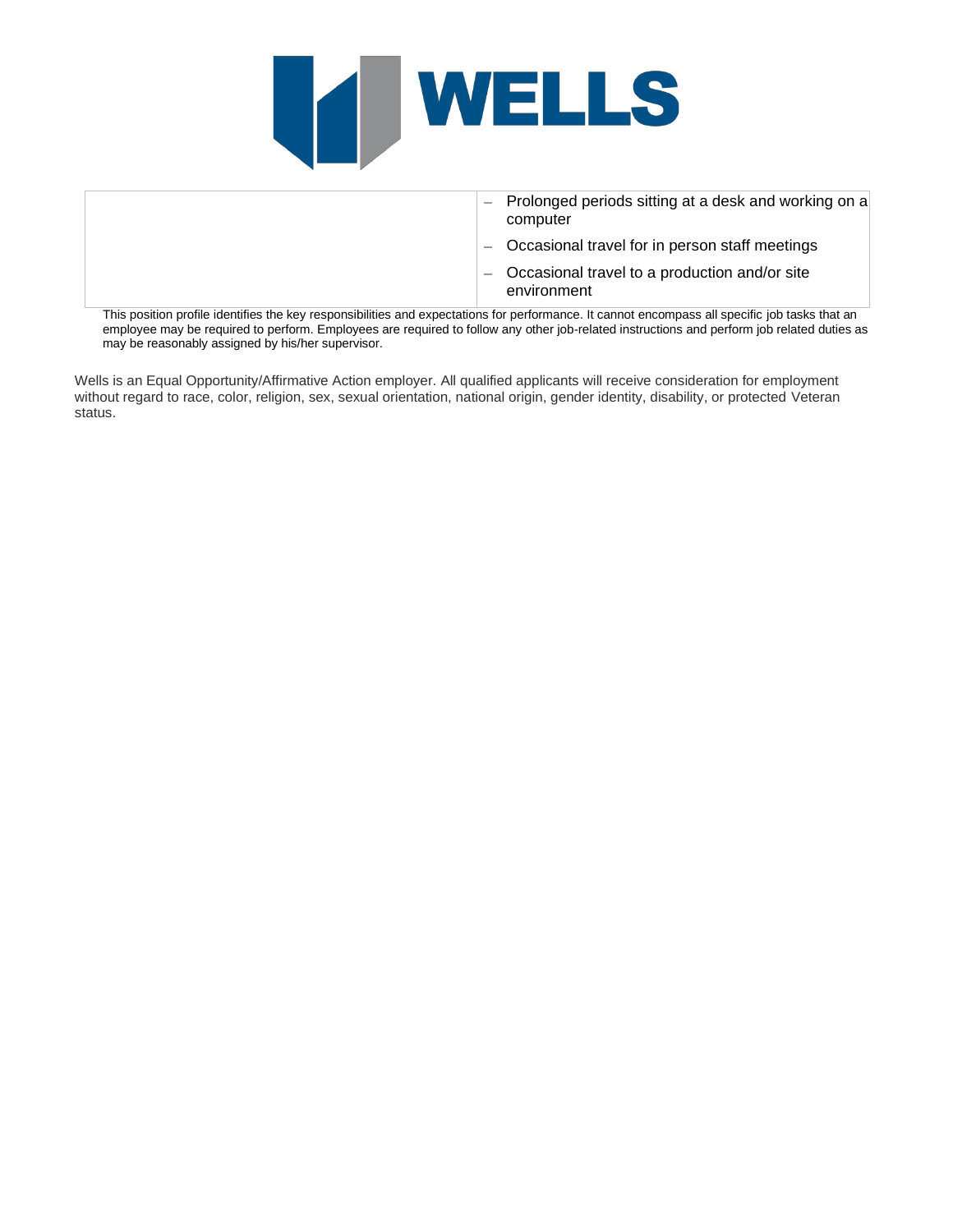| | |
|---|---|
| | – Prolonged periods sitting at a desk and working on a computer<br>– Occasional travel for in person staff meetings<br>– Occasional travel to a production and/or site environment |

This position profile identifies the key responsibilities and expectations for performance. It cannot encompass all specific job tasks that an employee may be required to perform. Employees are required to follow any other job-related instructions and perform job related duties as may be reasonably assigned by his/her supervisor.

Wells is an Equal Opportunity/Affirmative Action employer. All qualified applicants will receive consideration for employment without regard to race, color, religion, sex, sexual orientation, national origin, gender identity, disability, or protected Veteran status.